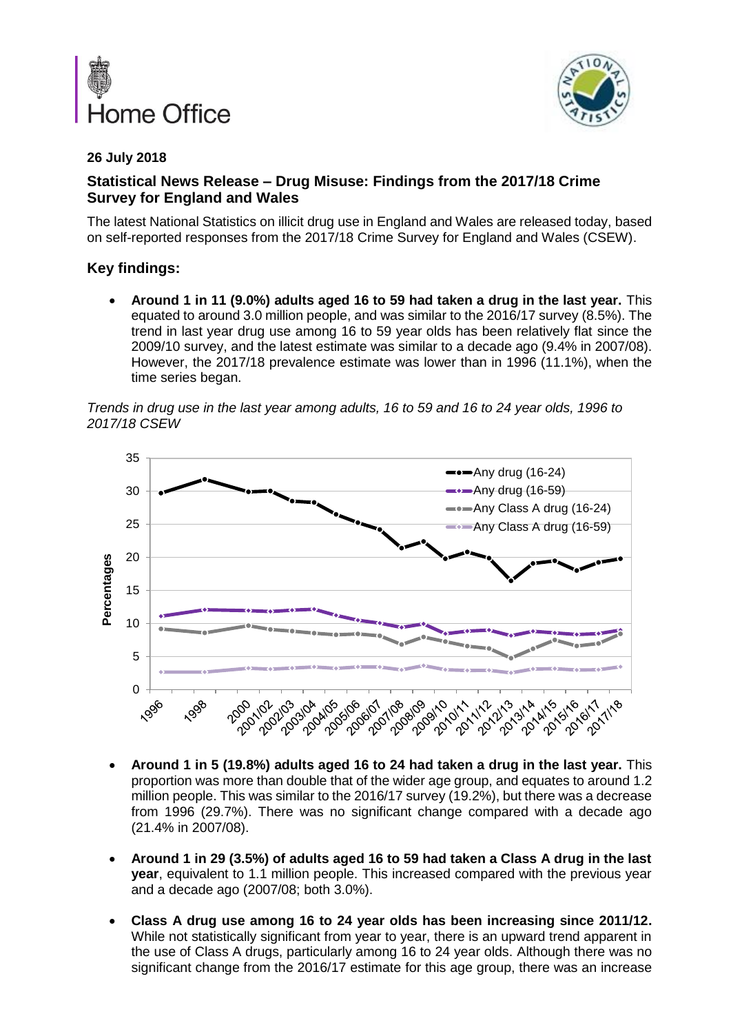**26 July 2018**

## Statistical News Release – Drug Misuse: Findings from the 2017/18 Crime Survey for England and Wales

The latest National Statistics on illicit drug use in England and Wales are released today, based on self-reported responses from the 2017/18 Crime Survey for England and Wales (CSEW).

### Key findings:

- **Around 1 in 11 (9.0%) adults aged 16 to 59 had taken a drug in the last year.** This equated to around 3.0 million people, and was similar to the 2016/17 survey (8.5%). The trend in last year drug use among 16 to 59 year olds has been relatively flat since the 2009/10 survey, and the latest estimate was similar to a decade ago (9.4% in 2007/08). However, the 2017/18 prevalence estimate was lower than in 1996 (11.1%), when the time series began.

*Trends in drug use in the last year among adults, 16 to 59 and 16 to 24 year olds, 1996 to 2017/18 CSEW*

- **Around 1 in 5 (19.8%) adults aged 16 to 24 had taken a drug in the last year.** This proportion was more than double that of the wider age group, and equates to around 1.2 million people. This was similar to the 2016/17 survey (19.2%), but there was a decrease from 1996 (29.7%). There was no significant change compared with a decade ago (21.4% in 2007/08).

- **Around 1 in 29 (3.5%) of adults aged 16 to 59 had taken a Class A drug in the last year**, equivalent to 1.1 million people. This increased compared with the previous year and a decade ago (2007/08; both 3.0%).

- **Class A drug use among 16 to 24 year olds has been increasing since 2011/12.** While not statistically significant from year to year, there is an upward trend apparent in the use of Class A drugs, particularly among 16 to 24 year olds. Although there was no significant change from the 2016/17 estimate for this age group, there was an increase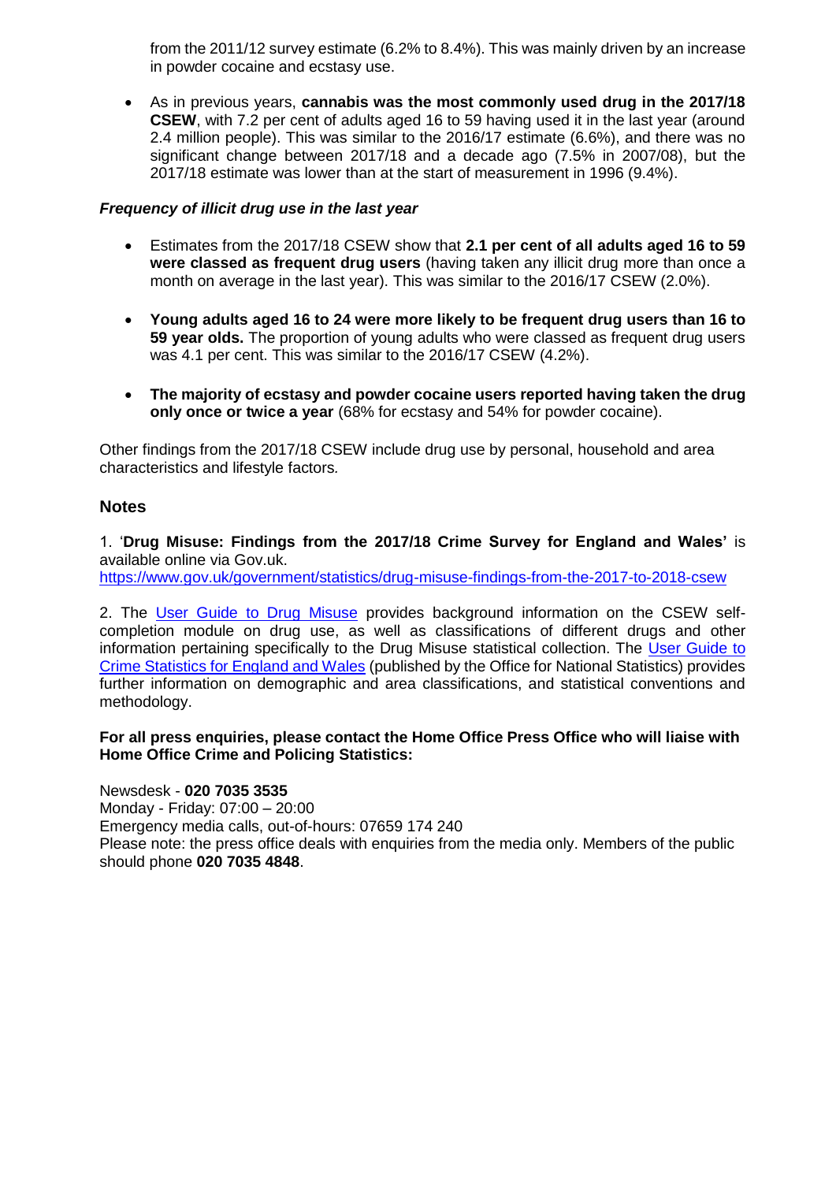from the 2011/12 survey estimate (6.2% to 8.4%). This was mainly driven by an increase in powder cocaine and ecstasy use.

- As in previous years, **cannabis was the most commonly used drug in the 2017/18 CSEW**, with 7.2 per cent of adults aged 16 to 59 having used it in the last year (around 2.4 million people). This was similar to the 2016/17 estimate (6.6%), and there was no significant change between 2017/18 and a decade ago (7.5% in 2007/08), but the 2017/18 estimate was lower than at the start of measurement in 1996 (9.4%).

***Frequency of illicit drug use in the last year***

- Estimates from the 2017/18 CSEW show that **2.1 per cent of all adults aged 16 to 59 were classed as frequent drug users** (having taken any illicit drug more than once a month on average in the last year). This was similar to the 2016/17 CSEW (2.0%).

- **Young adults aged 16 to 24 were more likely to be frequent drug users than 16 to 59 year olds.** The proportion of young adults who were classed as frequent drug users was 4.1 per cent. This was similar to the 2016/17 CSEW (4.2%).

- **The majority of ecstasy and powder cocaine users reported having taken the drug only once or twice a year** (68% for ecstasy and 54% for powder cocaine).

Other findings from the 2017/18 CSEW include drug use by personal, household and area characteristics and lifestyle factors.

## Notes

1. '**Drug Misuse: Findings from the 2017/18 Crime Survey for England and Wales'** is available online via Gov.uk.
https://www.gov.uk/government/statistics/drug-misuse-findings-from-the-2017-to-2018-csew

2. The User Guide to Drug Misuse provides background information on the CSEW self-completion module on drug use, as well as classifications of different drugs and other information pertaining specifically to the Drug Misuse statistical collection. The User Guide to Crime Statistics for England and Wales (published by the Office for National Statistics) provides further information on demographic and area classifications, and statistical conventions and methodology.

**For all press enquiries, please contact the Home Office Press Office who will liaise with Home Office Crime and Policing Statistics:**

Newsdesk - **020 7035 3535**
Monday - Friday: 07:00 – 20:00
Emergency media calls, out-of-hours: 07659 174 240
Please note: the press office deals with enquiries from the media only. Members of the public should phone **020 7035 4848**.